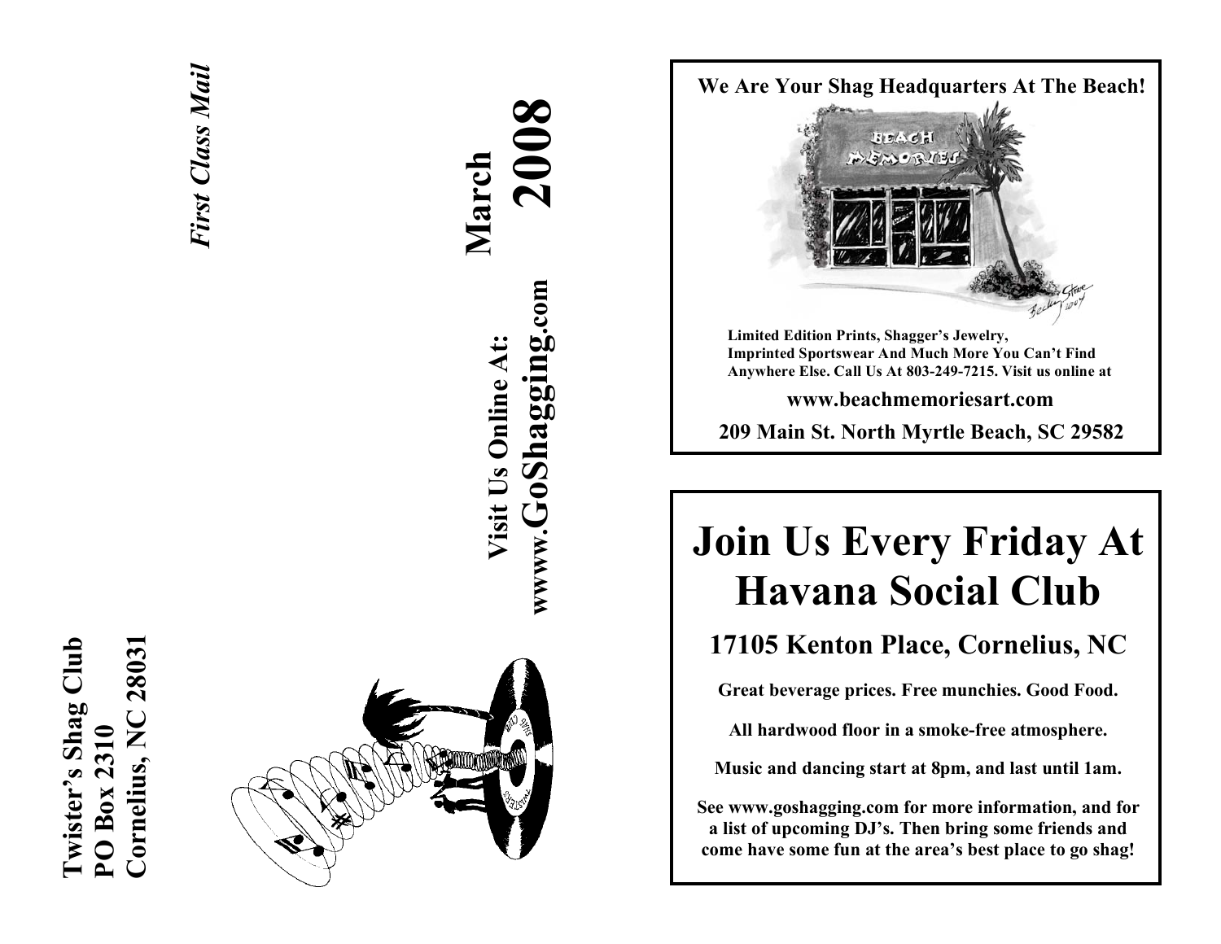**Twister's Shag Club**
**PO Box 2310**
**Cornelius, NC 28031**

*First Class Mail*

# March 2008

**Visit Us Online At:**
**www.GoShagging.com**

**We Are Your Shag Headquarters At The Beach!**

**Limited Edition Prints, Shagger's Jewelry, Imprinted Sportswear And Much More You Can't Find Anywhere Else. Call Us At 803-249-7215. Visit us online at**

**www.beachmemoriesart.com**

**209 Main St. North Myrtle Beach, SC 29582**

# Join Us Every Friday At Havana Social Club

## 17105 Kenton Place, Cornelius, NC

**Great beverage prices. Free munchies. Good Food.**

**All hardwood floor in a smoke-free atmosphere.**

**Music and dancing start at 8pm, and last until 1am.**

**See www.goshagging.com for more information, and for a list of upcoming DJ's. Then bring some friends and come have some fun at the area's best place to go shag!**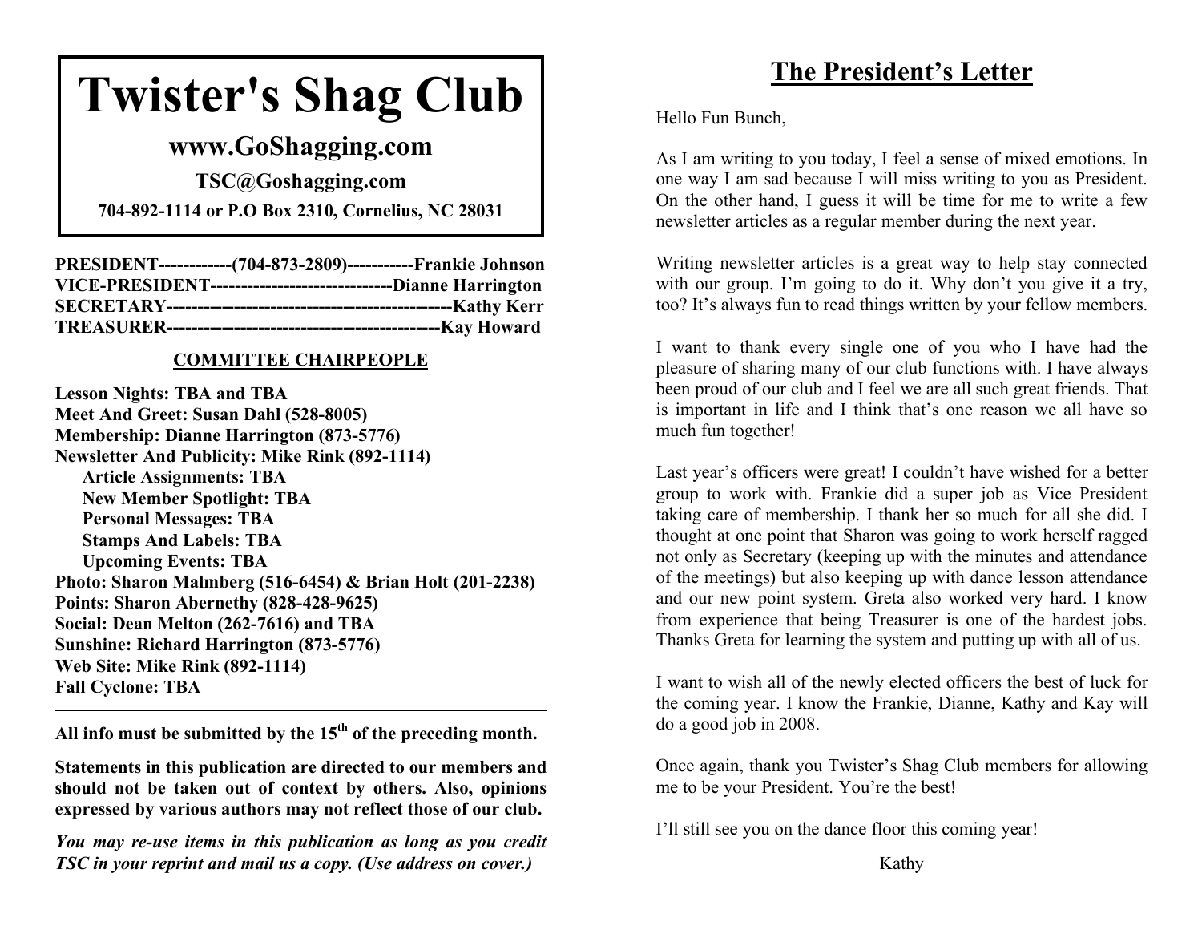# Twister's Shag Club

## www.GoShagging.com

**TSC@Goshagging.com**

**704-892-1114 or P.O Box 2310, Cornelius, NC 28031**

**PRESIDENT------------(704-873-2809)-----------Frankie Johnson**
**VICE-PRESIDENT------------------------------Dianne Harrington**
**SECRETARY-----------------------------------------------Kathy Kerr**
**TREASURER---------------------------------------------Kay Howard**

**COMMITTEE CHAIRPEOPLE**

**Lesson Nights: TBA and TBA**
**Meet And Greet: Susan Dahl (528-8005)**
**Membership: Dianne Harrington (873-5776)**
**Newsletter And Publicity: Mike Rink (892-1114)**
- **Article Assignments: TBA**
- **New Member Spotlight: TBA**
- **Personal Messages: TBA**
- **Stamps And Labels: TBA**
- **Upcoming Events: TBA**

**Photo: Sharon Malmberg (516-6454) & Brian Holt (201-2238)**
**Points: Sharon Abernethy (828-428-9625)**
**Social: Dean Melton (262-7616) and TBA**
**Sunshine: Richard Harrington (873-5776)**
**Web Site: Mike Rink (892-1114)**
**Fall Cyclone: TBA**

---

**All info must be submitted by the 15th of the preceding month.**

**Statements in this publication are directed to our members and should not be taken out of context by others. Also, opinions expressed by various authors may not reflect those of our club.**

***You may re-use items in this publication as long as you credit TSC in your reprint and mail us a copy. (Use address on cover.)***

# The President's Letter

Hello Fun Bunch,

As I am writing to you today, I feel a sense of mixed emotions. In one way I am sad because I will miss writing to you as President. On the other hand, I guess it will be time for me to write a few newsletter articles as a regular member during the next year.

Writing newsletter articles is a great way to help stay connected with our group. I'm going to do it. Why don't you give it a try, too? It's always fun to read things written by your fellow members.

I want to thank every single one of you who I have had the pleasure of sharing many of our club functions with. I have always been proud of our club and I feel we are all such great friends. That is important in life and I think that's one reason we all have so much fun together!

Last year's officers were great! I couldn't have wished for a better group to work with. Frankie did a super job as Vice President taking care of membership. I thank her so much for all she did. I thought at one point that Sharon was going to work herself ragged not only as Secretary (keeping up with the minutes and attendance of the meetings) but also keeping up with dance lesson attendance and our new point system. Greta also worked very hard. I know from experience that being Treasurer is one of the hardest jobs. Thanks Greta for learning the system and putting up with all of us.

I want to wish all of the newly elected officers the best of luck for the coming year. I know the Frankie, Dianne, Kathy and Kay will do a good job in 2008.

Once again, thank you Twister's Shag Club members for allowing me to be your President. You're the best!

I'll still see you on the dance floor this coming year!

Kathy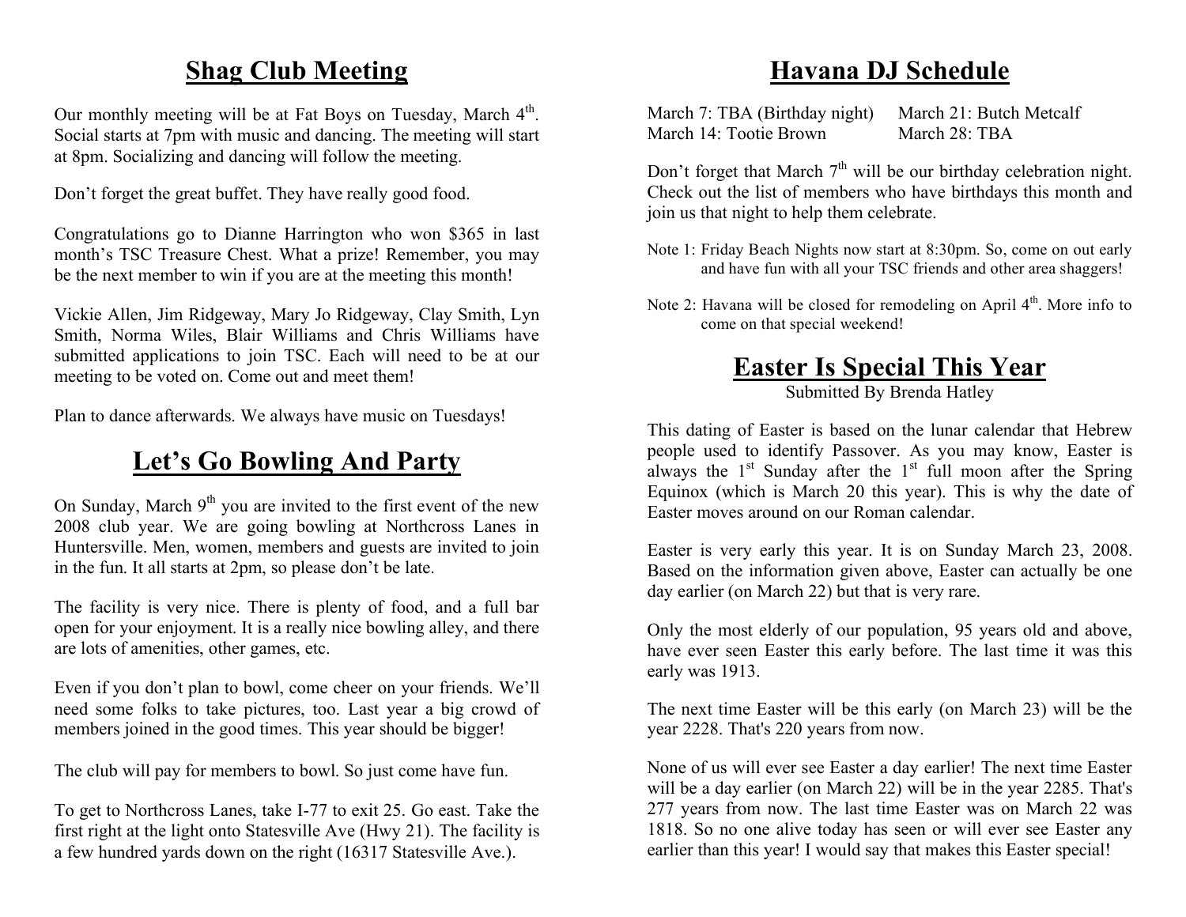## Shag Club Meeting

Our monthly meeting will be at Fat Boys on Tuesday, March 4th. Social starts at 7pm with music and dancing. The meeting will start at 8pm. Socializing and dancing will follow the meeting.

Don't forget the great buffet. They have really good food.

Congratulations go to Dianne Harrington who won $365 in last month's TSC Treasure Chest. What a prize! Remember, you may be the next member to win if you are at the meeting this month!

Vickie Allen, Jim Ridgeway, Mary Jo Ridgeway, Clay Smith, Lyn Smith, Norma Wiles, Blair Williams and Chris Williams have submitted applications to join TSC. Each will need to be at our meeting to be voted on. Come out and meet them!

Plan to dance afterwards. We always have music on Tuesdays!

## Let's Go Bowling And Party

On Sunday, March 9th you are invited to the first event of the new 2008 club year. We are going bowling at Northcross Lanes in Huntersville. Men, women, members and guests are invited to join in the fun. It all starts at 2pm, so please don't be late.

The facility is very nice. There is plenty of food, and a full bar open for your enjoyment. It is a really nice bowling alley, and there are lots of amenities, other games, etc.

Even if you don't plan to bowl, come cheer on your friends. We'll need some folks to take pictures, too. Last year a big crowd of members joined in the good times. This year should be bigger!

The club will pay for members to bowl. So just come have fun.

To get to Northcross Lanes, take I-77 to exit 25. Go east. Take the first right at the light onto Statesville Ave (Hwy 21). The facility is a few hundred yards down on the right (16317 Statesville Ave.).

## Havana DJ Schedule

March 7: TBA (Birthday night)
March 14: Tootie Brown
March 21: Butch Metcalf
March 28: TBA

Don't forget that March 7th will be our birthday celebration night. Check out the list of members who have birthdays this month and join us that night to help them celebrate.

Note 1: Friday Beach Nights now start at 8:30pm. So, come on out early and have fun with all your TSC friends and other area shaggers!

Note 2: Havana will be closed for remodeling on April 4th. More info to come on that special weekend!

## Easter Is Special This Year

Submitted By Brenda Hatley

This dating of Easter is based on the lunar calendar that Hebrew people used to identify Passover. As you may know, Easter is always the 1st Sunday after the 1st full moon after the Spring Equinox (which is March 20 this year). This is why the date of Easter moves around on our Roman calendar.

Easter is very early this year. It is on Sunday March 23, 2008. Based on the information given above, Easter can actually be one day earlier (on March 22) but that is very rare.

Only the most elderly of our population, 95 years old and above, have ever seen Easter this early before. The last time it was this early was 1913.

The next time Easter will be this early (on March 23) will be the year 2228. That's 220 years from now.

None of us will ever see Easter a day earlier! The next time Easter will be a day earlier (on March 22) will be in the year 2285. That's 277 years from now. The last time Easter was on March 22 was 1818. So no one alive today has seen or will ever see Easter any earlier than this year! I would say that makes this Easter special!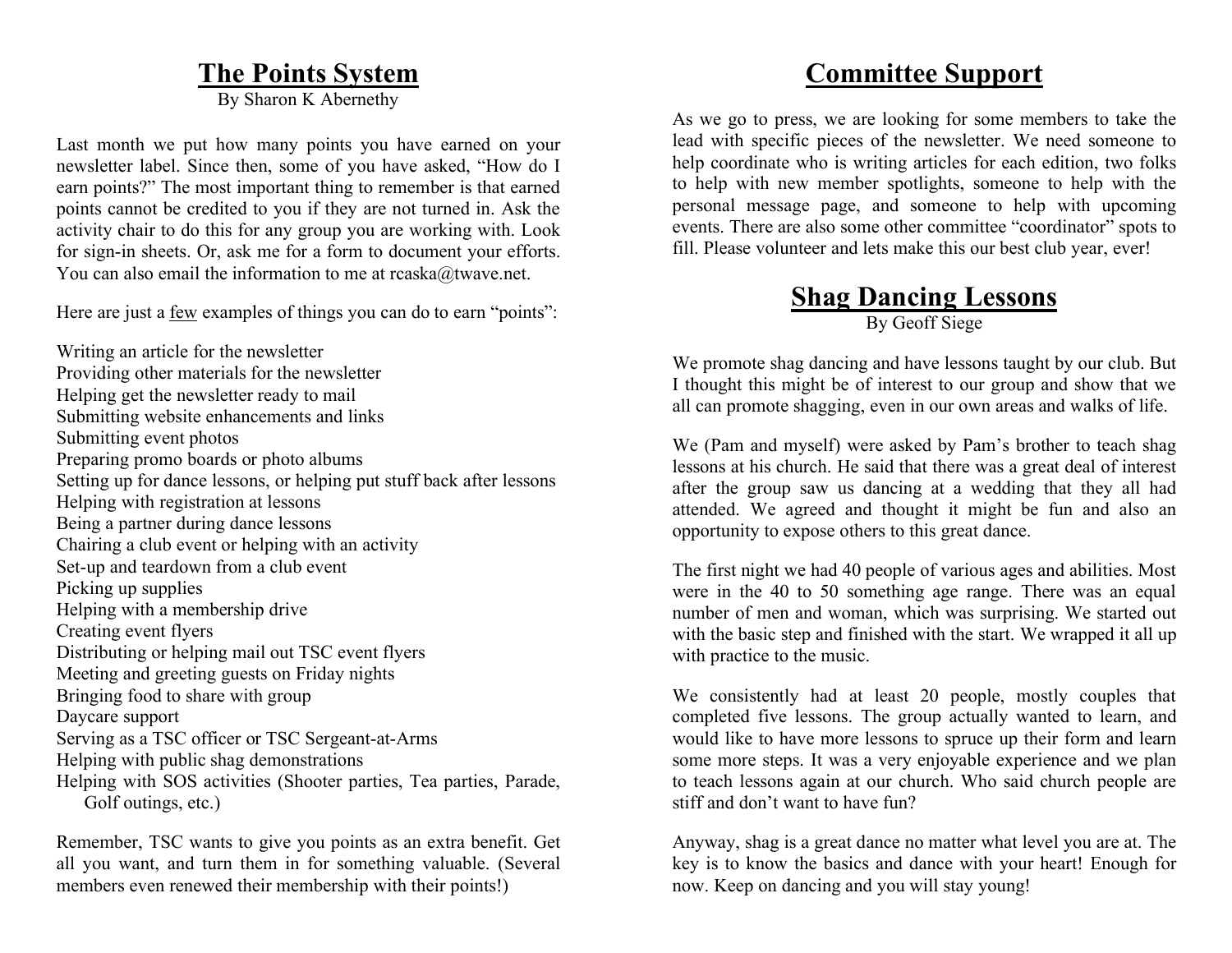## The Points System

By Sharon K Abernethy

Last month we put how many points you have earned on your newsletter label. Since then, some of you have asked, "How do I earn points?" The most important thing to remember is that earned points cannot be credited to you if they are not turned in. Ask the activity chair to do this for any group you are working with. Look for sign-in sheets. Or, ask me for a form to document your efforts. You can also email the information to me at rcaska@twave.net.

Here are just a few examples of things you can do to earn "points":

- Writing an article for the newsletter
- Providing other materials for the newsletter
- Helping get the newsletter ready to mail
- Submitting website enhancements and links
- Submitting event photos
- Preparing promo boards or photo albums
- Setting up for dance lessons, or helping put stuff back after lessons
- Helping with registration at lessons
- Being a partner during dance lessons
- Chairing a club event or helping with an activity
- Set-up and teardown from a club event
- Picking up supplies
- Helping with a membership drive
- Creating event flyers
- Distributing or helping mail out TSC event flyers
- Meeting and greeting guests on Friday nights
- Bringing food to share with group
- Daycare support
- Serving as a TSC officer or TSC Sergeant-at-Arms
- Helping with public shag demonstrations
- Helping with SOS activities (Shooter parties, Tea parties, Parade, Golf outings, etc.)

Remember, TSC wants to give you points as an extra benefit. Get all you want, and turn them in for something valuable. (Several members even renewed their membership with their points!)

## Committee Support

As we go to press, we are looking for some members to take the lead with specific pieces of the newsletter. We need someone to help coordinate who is writing articles for each edition, two folks to help with new member spotlights, someone to help with the personal message page, and someone to help with upcoming events. There are also some other committee "coordinator" spots to fill. Please volunteer and lets make this our best club year, ever!

## Shag Dancing Lessons

By Geoff Siege

We promote shag dancing and have lessons taught by our club. But I thought this might be of interest to our group and show that we all can promote shagging, even in our own areas and walks of life.

We (Pam and myself) were asked by Pam's brother to teach shag lessons at his church. He said that there was a great deal of interest after the group saw us dancing at a wedding that they all had attended. We agreed and thought it might be fun and also an opportunity to expose others to this great dance.

The first night we had 40 people of various ages and abilities. Most were in the 40 to 50 something age range. There was an equal number of men and woman, which was surprising. We started out with the basic step and finished with the start. We wrapped it all up with practice to the music.

We consistently had at least 20 people, mostly couples that completed five lessons. The group actually wanted to learn, and would like to have more lessons to spruce up their form and learn some more steps. It was a very enjoyable experience and we plan to teach lessons again at our church. Who said church people are stiff and don't want to have fun?

Anyway, shag is a great dance no matter what level you are at. The key is to know the basics and dance with your heart! Enough for now. Keep on dancing and you will stay young!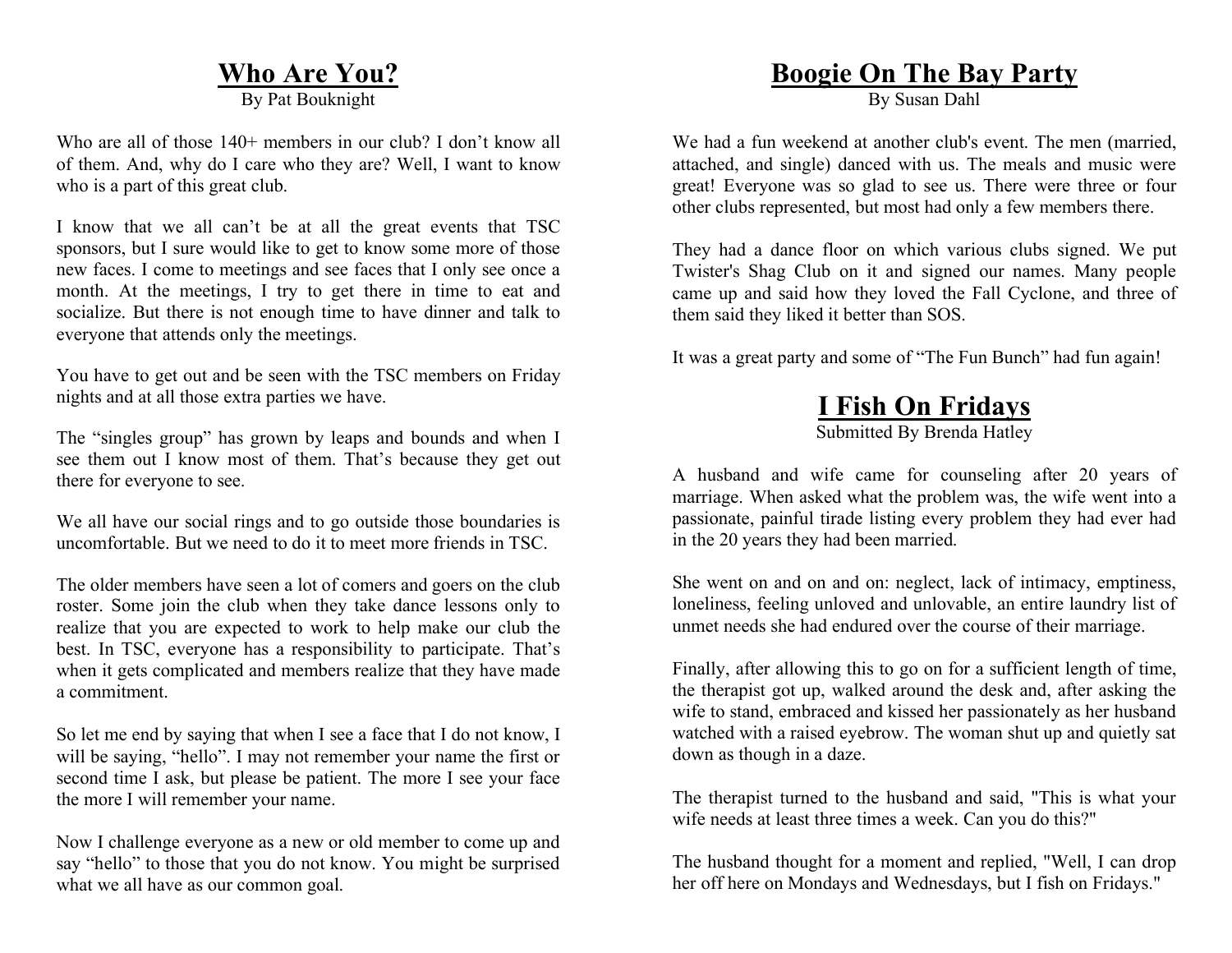## Who Are You?

By Pat Bouknight

Who are all of those 140+ members in our club? I don’t know all of them. And, why do I care who they are? Well, I want to know who is a part of this great club.

I know that we all can’t be at all the great events that TSC sponsors, but I sure would like to get to know some more of those new faces. I come to meetings and see faces that I only see once a month. At the meetings, I try to get there in time to eat and socialize. But there is not enough time to have dinner and talk to everyone that attends only the meetings.

You have to get out and be seen with the TSC members on Friday nights and at all those extra parties we have.

The “singles group” has grown by leaps and bounds and when I see them out I know most of them. That’s because they get out there for everyone to see.

We all have our social rings and to go outside those boundaries is uncomfortable. But we need to do it to meet more friends in TSC.

The older members have seen a lot of comers and goers on the club roster. Some join the club when they take dance lessons only to realize that you are expected to work to help make our club the best. In TSC, everyone has a responsibility to participate. That’s when it gets complicated and members realize that they have made a commitment.

So let me end by saying that when I see a face that I do not know, I will be saying, “hello”. I may not remember your name the first or second time I ask, but please be patient. The more I see your face the more I will remember your name.

Now I challenge everyone as a new or old member to come up and say “hello” to those that you do not know. You might be surprised what we all have as our common goal.

## Boogie On The Bay Party

By Susan Dahl

We had a fun weekend at another club's event. The men (married, attached, and single) danced with us. The meals and music were great! Everyone was so glad to see us. There were three or four other clubs represented, but most had only a few members there.

They had a dance floor on which various clubs signed. We put Twister's Shag Club on it and signed our names. Many people came up and said how they loved the Fall Cyclone, and three of them said they liked it better than SOS.

It was a great party and some of “The Fun Bunch” had fun again!

## I Fish On Fridays

Submitted By Brenda Hatley

A husband and wife came for counseling after 20 years of marriage. When asked what the problem was, the wife went into a passionate, painful tirade listing every problem they had ever had in the 20 years they had been married.

She went on and on and on: neglect, lack of intimacy, emptiness, loneliness, feeling unloved and unlovable, an entire laundry list of unmet needs she had endured over the course of their marriage.

Finally, after allowing this to go on for a sufficient length of time, the therapist got up, walked around the desk and, after asking the wife to stand, embraced and kissed her passionately as her husband watched with a raised eyebrow. The woman shut up and quietly sat down as though in a daze.

The therapist turned to the husband and said, "This is what your wife needs at least three times a week. Can you do this?"

The husband thought for a moment and replied, "Well, I can drop her off here on Mondays and Wednesdays, but I fish on Fridays."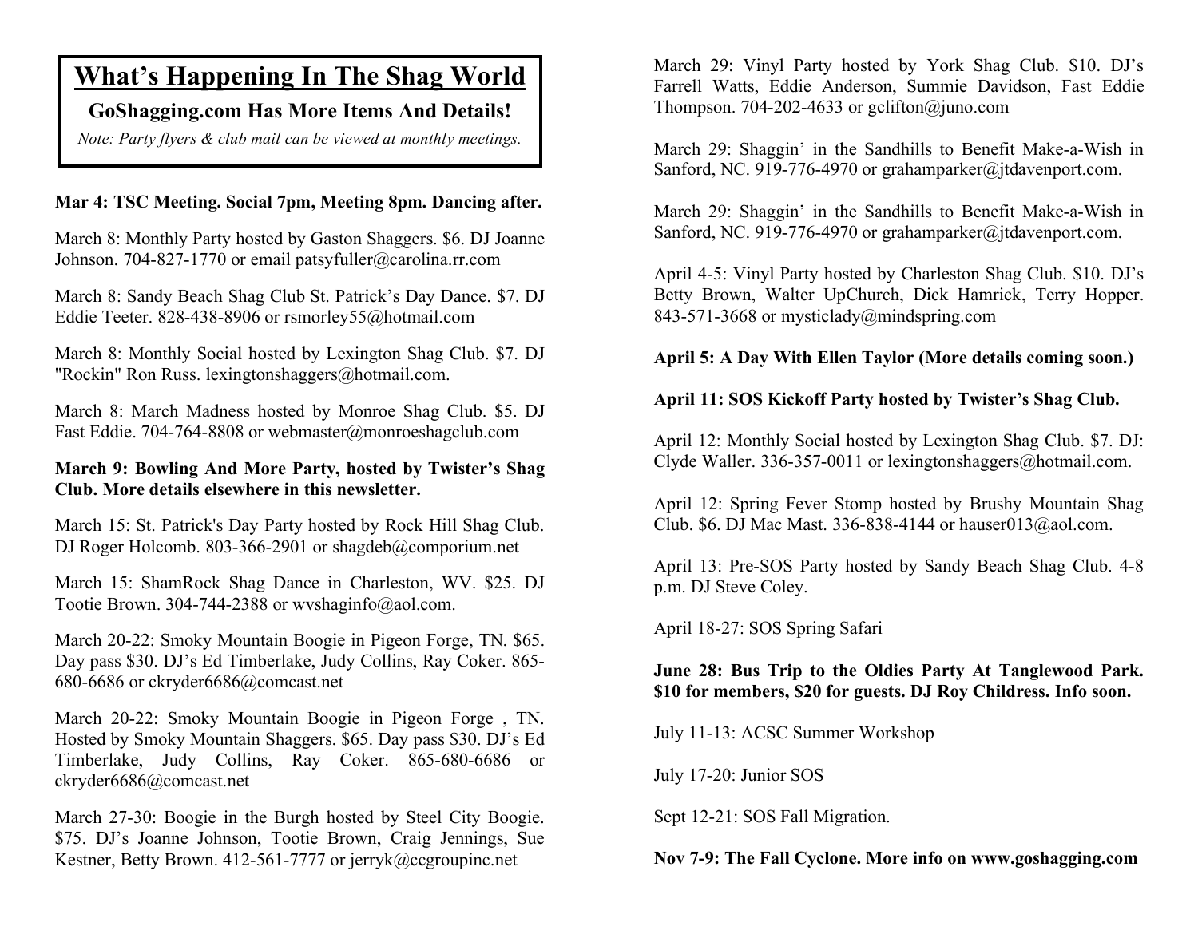# What's Happening In The Shag World

**GoShagging.com Has More Items And Details!**

*Note: Party flyers & club mail can be viewed at monthly meetings.*

**Mar 4: TSC Meeting. Social 7pm, Meeting 8pm. Dancing after.**

March 8: Monthly Party hosted by Gaston Shaggers. $6. DJ Joanne Johnson. 704-827-1770 or email patsyfuller@carolina.rr.com

March 8: Sandy Beach Shag Club St. Patrick's Day Dance. $7. DJ Eddie Teeter. 828-438-8906 or rsmorley55@hotmail.com

March 8: Monthly Social hosted by Lexington Shag Club. $7. DJ "Rockin" Ron Russ. lexingtonshaggers@hotmail.com.

March 8: March Madness hosted by Monroe Shag Club. $5. DJ Fast Eddie. 704-764-8808 or webmaster@monroeshagclub.com

**March 9: Bowling And More Party, hosted by Twister's Shag Club. More details elsewhere in this newsletter.**

March 15: St. Patrick's Day Party hosted by Rock Hill Shag Club. DJ Roger Holcomb. 803-366-2901 or shagdeb@comporium.net

March 15: ShamRock Shag Dance in Charleston, WV. $25. DJ Tootie Brown. 304-744-2388 or wvshaginfo@aol.com.

March 20-22: Smoky Mountain Boogie in Pigeon Forge, TN. $65. Day pass $30. DJ's Ed Timberlake, Judy Collins, Ray Coker. 865-680-6686 or ckryder6686@comcast.net

March 20-22: Smoky Mountain Boogie in Pigeon Forge , TN. Hosted by Smoky Mountain Shaggers. $65. Day pass $30. DJ's Ed Timberlake, Judy Collins, Ray Coker. 865-680-6686 or ckryder6686@comcast.net

March 27-30: Boogie in the Burgh hosted by Steel City Boogie. $75. DJ's Joanne Johnson, Tootie Brown, Craig Jennings, Sue Kestner, Betty Brown. 412-561-7777 or jerryk@ccgroupinc.net

March 29: Vinyl Party hosted by York Shag Club. $10. DJ's Farrell Watts, Eddie Anderson, Summie Davidson, Fast Eddie Thompson. 704-202-4633 or gclifton@juno.com

March 29: Shaggin' in the Sandhills to Benefit Make-a-Wish in Sanford, NC. 919-776-4970 or grahamparker@jtdavenport.com.

March 29: Shaggin' in the Sandhills to Benefit Make-a-Wish in Sanford, NC. 919-776-4970 or grahamparker@jtdavenport.com.

April 4-5: Vinyl Party hosted by Charleston Shag Club. $10. DJ's Betty Brown, Walter UpChurch, Dick Hamrick, Terry Hopper. 843-571-3668 or mysticlady@mindspring.com

**April 5: A Day With Ellen Taylor (More details coming soon.)**

**April 11: SOS Kickoff Party hosted by Twister's Shag Club.**

April 12: Monthly Social hosted by Lexington Shag Club. $7. DJ: Clyde Waller. 336-357-0011 or lexingtonshaggers@hotmail.com.

April 12: Spring Fever Stomp hosted by Brushy Mountain Shag Club. $6. DJ Mac Mast. 336-838-4144 or hauser013@aol.com.

April 13: Pre-SOS Party hosted by Sandy Beach Shag Club. 4-8 p.m. DJ Steve Coley.

April 18-27: SOS Spring Safari

**June 28: Bus Trip to the Oldies Party At Tanglewood Park. $10 for members, $20 for guests. DJ Roy Childress. Info soon.**

July 11-13: ACSC Summer Workshop

July 17-20: Junior SOS

Sept 12-21: SOS Fall Migration.

**Nov 7-9: The Fall Cyclone. More info on www.goshagging.com**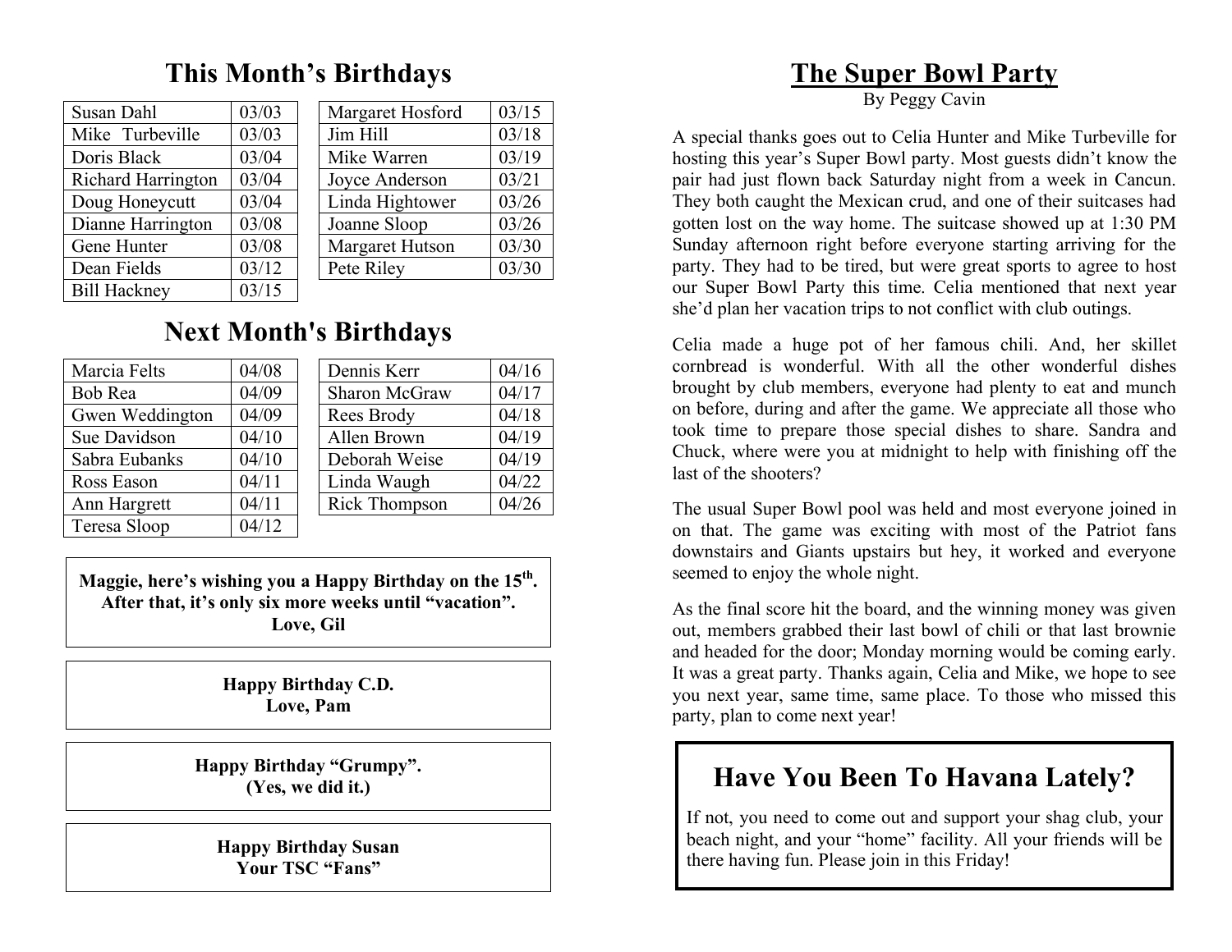## This Month's Birthdays

| Name | Date |
|---|---|
| Susan Dahl | 03/03 |
| Mike Turbeville | 03/03 |
| Doris Black | 03/04 |
| Richard Harrington | 03/04 |
| Doug Honeycutt | 03/04 |
| Dianne Harrington | 03/08 |
| Gene Hunter | 03/08 |
| Dean Fields | 03/12 |
| Bill Hackney | 03/15 |

| Name | Date |
|---|---|
| Margaret Hosford | 03/15 |
| Jim Hill | 03/18 |
| Mike Warren | 03/19 |
| Joyce Anderson | 03/21 |
| Linda Hightower | 03/26 |
| Joanne Sloop | 03/26 |
| Margaret Hutson | 03/30 |
| Pete Riley | 03/30 |

## Next Month's Birthdays

| Name | Date |
|---|---|
| Marcia Felts | 04/08 |
| Bob Rea | 04/09 |
| Gwen Weddington | 04/09 |
| Sue Davidson | 04/10 |
| Sabra Eubanks | 04/10 |
| Ross Eason | 04/11 |
| Ann Hargrett | 04/11 |
| Teresa Sloop | 04/12 |

| Name | Date |
|---|---|
| Dennis Kerr | 04/16 |
| Sharon McGraw | 04/17 |
| Rees Brody | 04/18 |
| Allen Brown | 04/19 |
| Deborah Weise | 04/19 |
| Linda Waugh | 04/22 |
| Rick Thompson | 04/26 |

**Maggie, here's wishing you a Happy Birthday on the 15th. After that, it's only six more weeks until "vacation". Love, Gil**

**Happy Birthday C.D.
Love, Pam**

**Happy Birthday "Grumpy".
(Yes, we did it.)**

**Happy Birthday Susan
Your TSC "Fans"**

## The Super Bowl Party

By Peggy Cavin

A special thanks goes out to Celia Hunter and Mike Turbeville for hosting this year's Super Bowl party. Most guests didn't know the pair had just flown back Saturday night from a week in Cancun. They both caught the Mexican crud, and one of their suitcases had gotten lost on the way home. The suitcase showed up at 1:30 PM Sunday afternoon right before everyone starting arriving for the party. They had to be tired, but were great sports to agree to host our Super Bowl Party this time. Celia mentioned that next year she'd plan her vacation trips to not conflict with club outings.

Celia made a huge pot of her famous chili. And, her skillet cornbread is wonderful. With all the other wonderful dishes brought by club members, everyone had plenty to eat and munch on before, during and after the game. We appreciate all those who took time to prepare those special dishes to share. Sandra and Chuck, where were you at midnight to help with finishing off the last of the shooters?

The usual Super Bowl pool was held and most everyone joined in on that. The game was exciting with most of the Patriot fans downstairs and Giants upstairs but hey, it worked and everyone seemed to enjoy the whole night.

As the final score hit the board, and the winning money was given out, members grabbed their last bowl of chili or that last brownie and headed for the door; Monday morning would be coming early. It was a great party. Thanks again, Celia and Mike, we hope to see you next year, same time, same place. To those who missed this party, plan to come next year!

## Have You Been To Havana Lately?

If not, you need to come out and support your shag club, your beach night, and your "home" facility. All your friends will be there having fun. Please join in this Friday!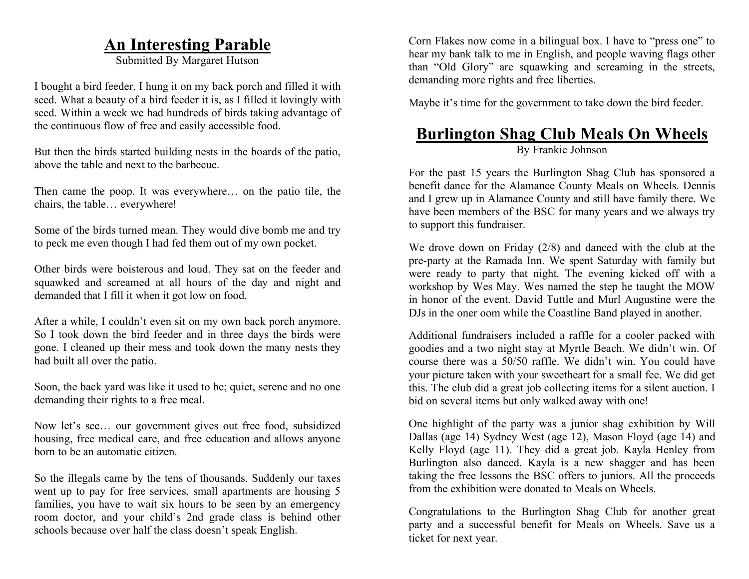# An Interesting Parable

Submitted By Margaret Hutson

I bought a bird feeder. I hung it on my back porch and filled it with seed. What a beauty of a bird feeder it is, as I filled it lovingly with seed. Within a week we had hundreds of birds taking advantage of the continuous flow of free and easily accessible food.

But then the birds started building nests in the boards of the patio, above the table and next to the barbecue.

Then came the poop. It was everywhere… on the patio tile, the chairs, the table… everywhere!

Some of the birds turned mean. They would dive bomb me and try to peck me even though I had fed them out of my own pocket.

Other birds were boisterous and loud. They sat on the feeder and squawked and screamed at all hours of the day and night and demanded that I fill it when it got low on food.

After a while, I couldn't even sit on my own back porch anymore. So I took down the bird feeder and in three days the birds were gone. I cleaned up their mess and took down the many nests they had built all over the patio.

Soon, the back yard was like it used to be; quiet, serene and no one demanding their rights to a free meal.

Now let's see… our government gives out free food, subsidized housing, free medical care, and free education and allows anyone born to be an automatic citizen.

So the illegals came by the tens of thousands. Suddenly our taxes went up to pay for free services, small apartments are housing 5 families, you have to wait six hours to be seen by an emergency room doctor, and your child's 2nd grade class is behind other schools because over half the class doesn't speak English.

Corn Flakes now come in a bilingual box. I have to "press one" to hear my bank talk to me in English, and people waving flags other than "Old Glory" are squawking and screaming in the streets, demanding more rights and free liberties.

Maybe it's time for the government to take down the bird feeder.

# Burlington Shag Club Meals On Wheels

By Frankie Johnson

For the past 15 years the Burlington Shag Club has sponsored a benefit dance for the Alamance County Meals on Wheels. Dennis and I grew up in Alamance County and still have family there. We have been members of the BSC for many years and we always try to support this fundraiser.

We drove down on Friday (2/8) and danced with the club at the pre-party at the Ramada Inn. We spent Saturday with family but were ready to party that night. The evening kicked off with a workshop by Wes May. Wes named the step he taught the MOW in honor of the event. David Tuttle and Murl Augustine were the DJs in the oner oom while the Coastline Band played in another.

Additional fundraisers included a raffle for a cooler packed with goodies and a two night stay at Myrtle Beach. We didn't win. Of course there was a 50/50 raffle. We didn't win. You could have your picture taken with your sweetheart for a small fee. We did get this. The club did a great job collecting items for a silent auction. I bid on several items but only walked away with one!

One highlight of the party was a junior shag exhibition by Will Dallas (age 14) Sydney West (age 12), Mason Floyd (age 14) and Kelly Floyd (age 11). They did a great job. Kayla Henley from Burlington also danced. Kayla is a new shagger and has been taking the free lessons the BSC offers to juniors. All the proceeds from the exhibition were donated to Meals on Wheels.

Congratulations to the Burlington Shag Club for another great party and a successful benefit for Meals on Wheels. Save us a ticket for next year.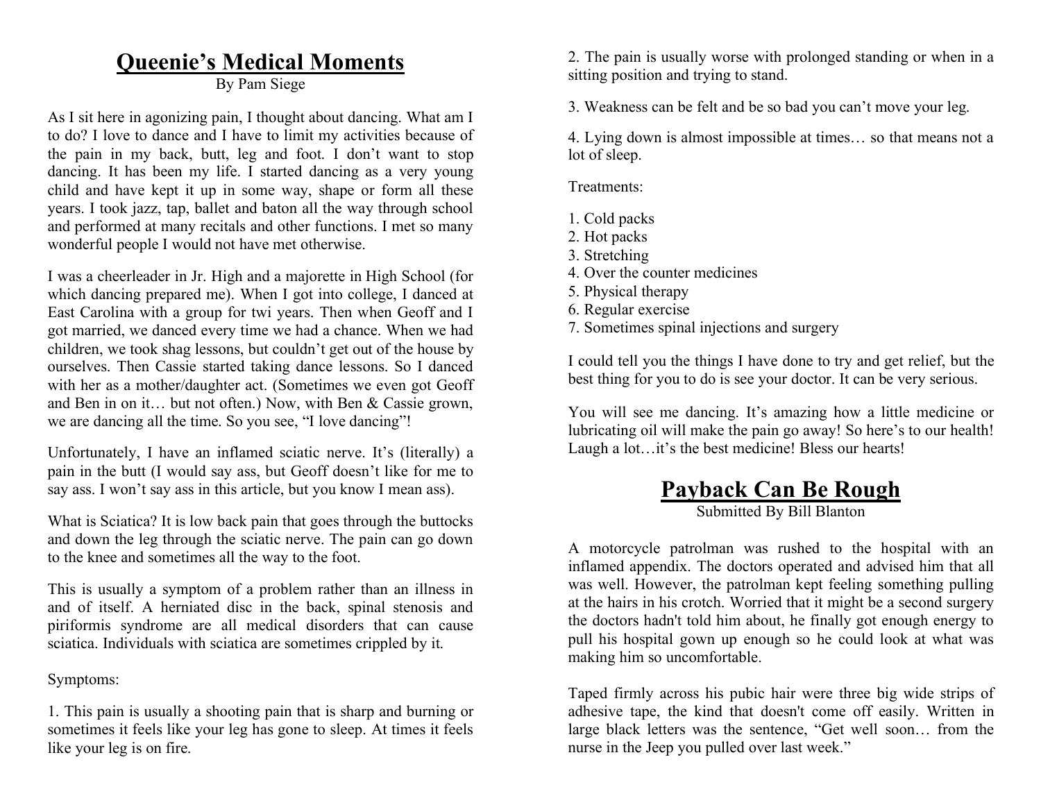# Queenie's Medical Moments

By Pam Siege

As I sit here in agonizing pain, I thought about dancing. What am I to do? I love to dance and I have to limit my activities because of the pain in my back, butt, leg and foot. I don't want to stop dancing. It has been my life. I started dancing as a very young child and have kept it up in some way, shape or form all these years. I took jazz, tap, ballet and baton all the way through school and performed at many recitals and other functions. I met so many wonderful people I would not have met otherwise.

I was a cheerleader in Jr. High and a majorette in High School (for which dancing prepared me). When I got into college, I danced at East Carolina with a group for twi years. Then when Geoff and I got married, we danced every time we had a chance. When we had children, we took shag lessons, but couldn't get out of the house by ourselves. Then Cassie started taking dance lessons. So I danced with her as a mother/daughter act. (Sometimes we even got Geoff and Ben in on it… but not often.) Now, with Ben & Cassie grown, we are dancing all the time. So you see, "I love dancing"!

Unfortunately, I have an inflamed sciatic nerve. It's (literally) a pain in the butt (I would say ass, but Geoff doesn't like for me to say ass. I won't say ass in this article, but you know I mean ass).

What is Sciatica? It is low back pain that goes through the buttocks and down the leg through the sciatic nerve. The pain can go down to the knee and sometimes all the way to the foot.

This is usually a symptom of a problem rather than an illness in and of itself. A herniated disc in the back, spinal stenosis and piriformis syndrome are all medical disorders that can cause sciatica. Individuals with sciatica are sometimes crippled by it.

Symptoms:

1. This pain is usually a shooting pain that is sharp and burning or sometimes it feels like your leg has gone to sleep. At times it feels like your leg is on fire.

2. The pain is usually worse with prolonged standing or when in a sitting position and trying to stand.

3. Weakness can be felt and be so bad you can't move your leg.

4. Lying down is almost impossible at times… so that means not a lot of sleep.

Treatments:

1. Cold packs
2. Hot packs
3. Stretching
4. Over the counter medicines
5. Physical therapy
6. Regular exercise
7. Sometimes spinal injections and surgery

I could tell you the things I have done to try and get relief, but the best thing for you to do is see your doctor. It can be very serious.

You will see me dancing. It's amazing how a little medicine or lubricating oil will make the pain go away! So here's to our health! Laugh a lot…it's the best medicine! Bless our hearts!

# Payback Can Be Rough

Submitted By Bill Blanton

A motorcycle patrolman was rushed to the hospital with an inflamed appendix. The doctors operated and advised him that all was well. However, the patrolman kept feeling something pulling at the hairs in his crotch. Worried that it might be a second surgery the doctors hadn't told him about, he finally got enough energy to pull his hospital gown up enough so he could look at what was making him so uncomfortable.

Taped firmly across his pubic hair were three big wide strips of adhesive tape, the kind that doesn't come off easily. Written in large black letters was the sentence, "Get well soon… from the nurse in the Jeep you pulled over last week."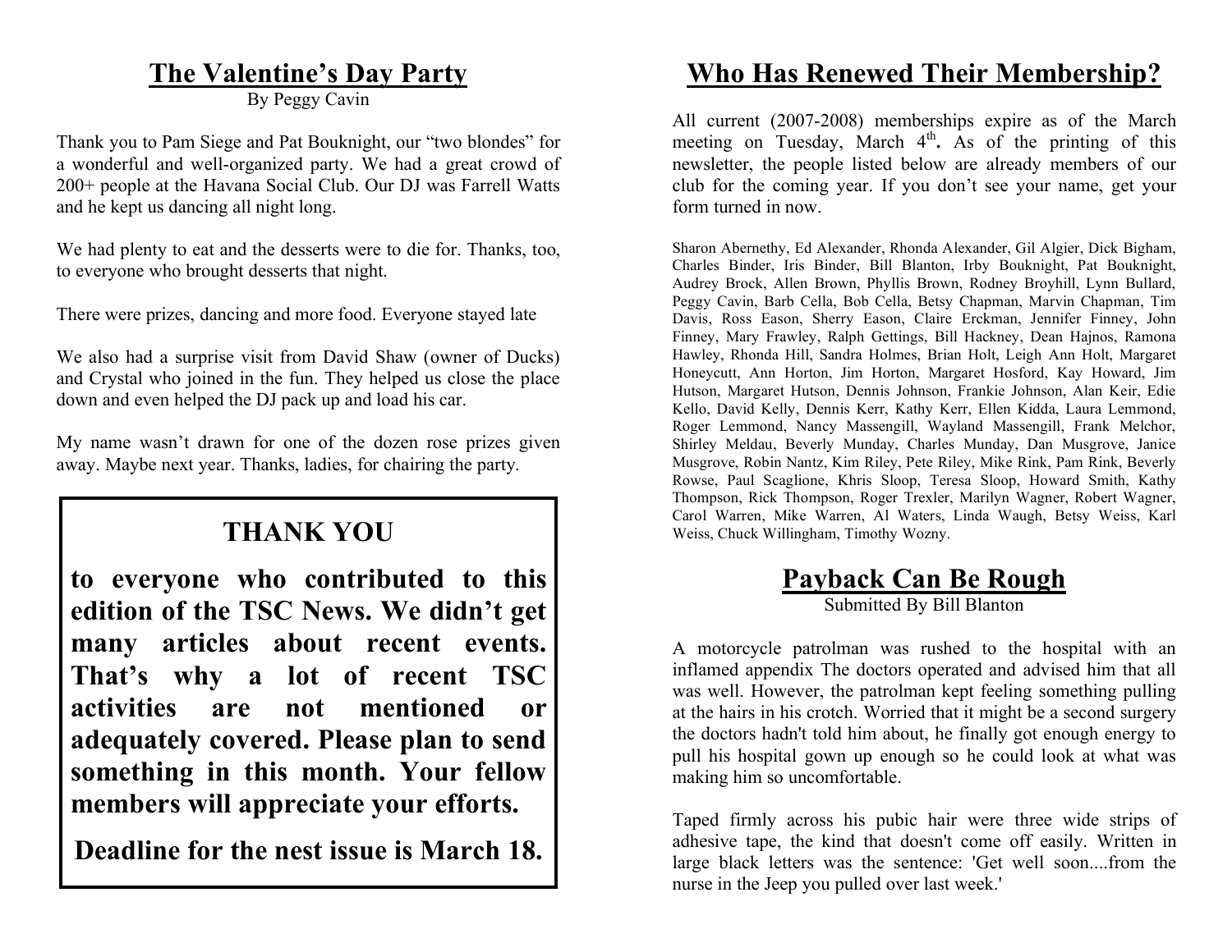## The Valentine's Day Party

By Peggy Cavin

Thank you to Pam Siege and Pat Bouknight, our "two blondes" for a wonderful and well-organized party. We had a great crowd of 200+ people at the Havana Social Club. Our DJ was Farrell Watts and he kept us dancing all night long.

We had plenty to eat and the desserts were to die for. Thanks, too, to everyone who brought desserts that night.

There were prizes, dancing and more food. Everyone stayed late

We also had a surprise visit from David Shaw (owner of Ducks) and Crystal who joined in the fun. They helped us close the place down and even helped the DJ pack up and load his car.

My name wasn't drawn for one of the dozen rose prizes given away. Maybe next year. Thanks, ladies, for chairing the party.

### THANK YOU

**to everyone who contributed to this edition of the TSC News. We didn't get many articles about recent events. That's why a lot of recent TSC activities are not mentioned or adequately covered. Please plan to send something in this month. Your fellow members will appreciate your efforts.**

**Deadline for the nest issue is March 18.**

## Who Has Renewed Their Membership?

All current (2007-2008) memberships expire as of the March meeting on Tuesday, March 4th**.** As of the printing of this newsletter, the people listed below are already members of our club for the coming year. If you don't see your name, get your form turned in now.

Sharon Abernethy, Ed Alexander, Rhonda Alexander, Gil Algier, Dick Bigham, Charles Binder, Iris Binder, Bill Blanton, Irby Bouknight, Pat Bouknight, Audrey Brock, Allen Brown, Phyllis Brown, Rodney Broyhill, Lynn Bullard, Peggy Cavin, Barb Cella, Bob Cella, Betsy Chapman, Marvin Chapman, Tim Davis, Ross Eason, Sherry Eason, Claire Erckman, Jennifer Finney, John Finney, Mary Frawley, Ralph Gettings, Bill Hackney, Dean Hajnos, Ramona Hawley, Rhonda Hill, Sandra Holmes, Brian Holt, Leigh Ann Holt, Margaret Honeycutt, Ann Horton, Jim Horton, Margaret Hosford, Kay Howard, Jim Hutson, Margaret Hutson, Dennis Johnson, Frankie Johnson, Alan Keir, Edie Kello, David Kelly, Dennis Kerr, Kathy Kerr, Ellen Kidda, Laura Lemmond, Roger Lemmond, Nancy Massengill, Wayland Massengill, Frank Melchor, Shirley Meldau, Beverly Munday, Charles Munday, Dan Musgrove, Janice Musgrove, Robin Nantz, Kim Riley, Pete Riley, Mike Rink, Pam Rink, Beverly Rowse, Paul Scaglione, Khris Sloop, Teresa Sloop, Howard Smith, Kathy Thompson, Rick Thompson, Roger Trexler, Marilyn Wagner, Robert Wagner, Carol Warren, Mike Warren, Al Waters, Linda Waugh, Betsy Weiss, Karl Weiss, Chuck Willingham, Timothy Wozny.

## Payback Can Be Rough

Submitted By Bill Blanton

A motorcycle patrolman was rushed to the hospital with an inflamed appendix The doctors operated and advised him that all was well. However, the patrolman kept feeling something pulling at the hairs in his crotch. Worried that it might be a second surgery the doctors hadn't told him about, he finally got enough energy to pull his hospital gown up enough so he could look at what was making him so uncomfortable.

Taped firmly across his pubic hair were three wide strips of adhesive tape, the kind that doesn't come off easily. Written in large black letters was the sentence: 'Get well soon....from the nurse in the Jeep you pulled over last week.'